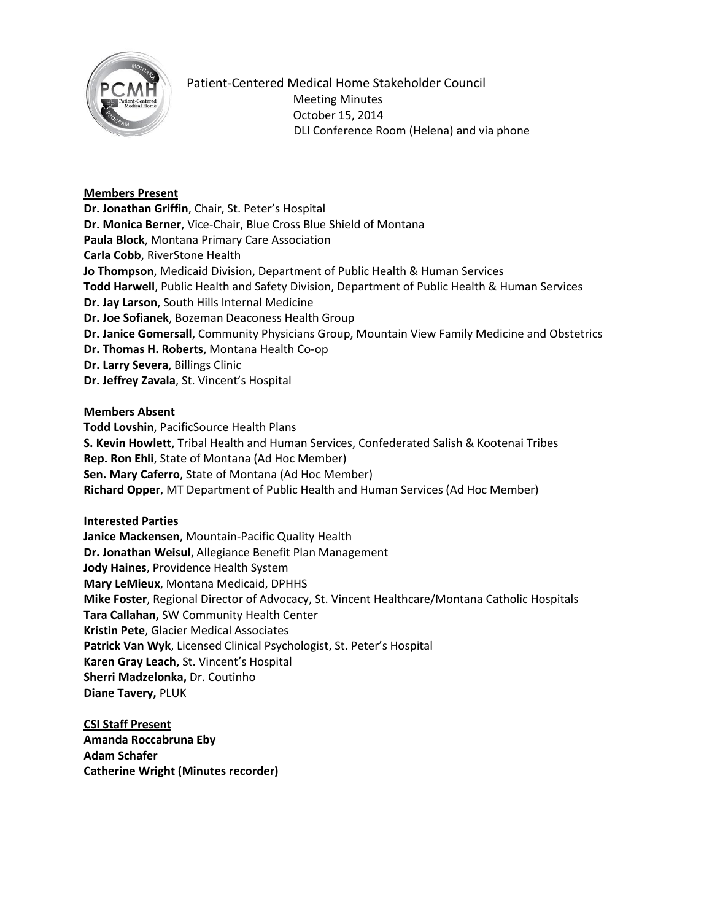Patient-Centered Medical Home Stakeholder Council
Meeting Minutes
October 15, 2014
DLI Conference Room (Helena) and via phone

**Members Present**

**Dr. Jonathan Griffin**, Chair, St. Peter's Hospital
**Dr. Monica Berner**, Vice-Chair, Blue Cross Blue Shield of Montana
**Paula Block**, Montana Primary Care Association
**Carla Cobb**, RiverStone Health
**Jo Thompson**, Medicaid Division, Department of Public Health & Human Services
**Todd Harwell**, Public Health and Safety Division, Department of Public Health & Human Services
**Dr. Jay Larson**, South Hills Internal Medicine
**Dr. Joe Sofianek**, Bozeman Deaconess Health Group
**Dr. Janice Gomersall**, Community Physicians Group, Mountain View Family Medicine and Obstetrics
**Dr. Thomas H. Roberts**, Montana Health Co-op
**Dr. Larry Severa**, Billings Clinic
**Dr. Jeffrey Zavala**, St. Vincent's Hospital

**Members Absent**

**Todd Lovshin**, PacificSource Health Plans
**S. Kevin Howlett**, Tribal Health and Human Services, Confederated Salish & Kootenai Tribes
**Rep. Ron Ehli**, State of Montana (Ad Hoc Member)
**Sen. Mary Caferro**, State of Montana (Ad Hoc Member)
**Richard Opper**, MT Department of Public Health and Human Services (Ad Hoc Member)

**Interested Parties**

**Janice Mackensen**, Mountain-Pacific Quality Health
**Dr. Jonathan Weisul**, Allegiance Benefit Plan Management
**Jody Haines**, Providence Health System
**Mary LeMieux**, Montana Medicaid, DPHHS
**Mike Foster**, Regional Director of Advocacy, St. Vincent Healthcare/Montana Catholic Hospitals
**Tara Callahan,** SW Community Health Center
**Kristin Pete**, Glacier Medical Associates
**Patrick Van Wyk**, Licensed Clinical Psychologist, St. Peter's Hospital
**Karen Gray Leach,** St. Vincent's Hospital
**Sherri Madzelonka,** Dr. Coutinho
**Diane Tavery,** PLUK

**CSI Staff Present**

**Amanda Roccabruna Eby**
**Adam Schafer**
**Catherine Wright (Minutes recorder)**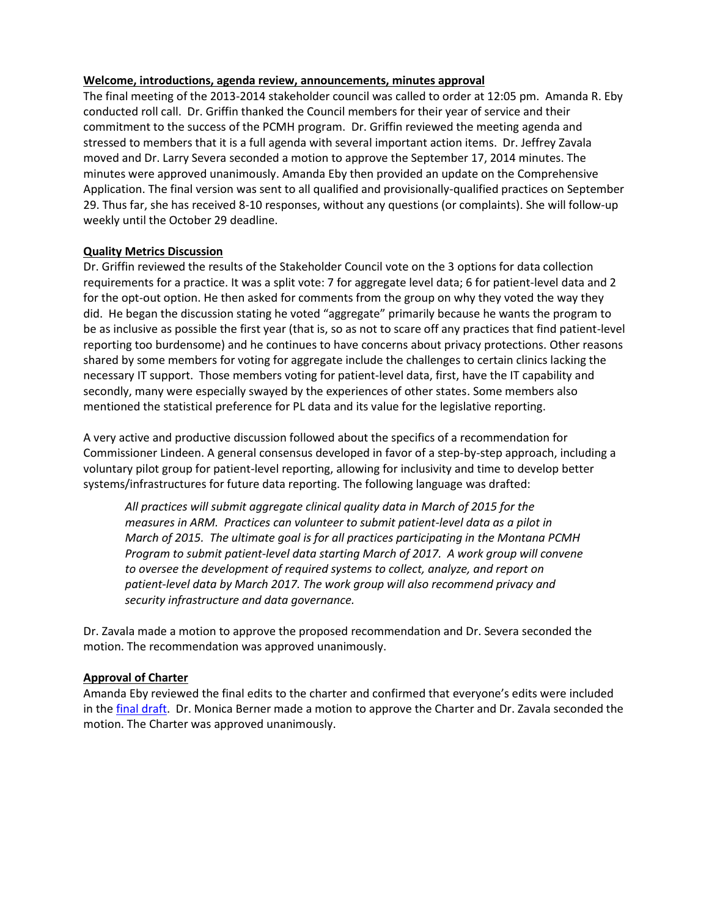**<u>Welcome, introductions, agenda review, announcements, minutes approval</u>**

The final meeting of the 2013-2014 stakeholder council was called to order at 12:05 pm. Amanda R. Eby conducted roll call. Dr. Griffin thanked the Council members for their year of service and their commitment to the success of the PCMH program. Dr. Griffin reviewed the meeting agenda and stressed to members that it is a full agenda with several important action items. Dr. Jeffrey Zavala moved and Dr. Larry Severa seconded a motion to approve the September 17, 2014 minutes. The minutes were approved unanimously. Amanda Eby then provided an update on the Comprehensive Application. The final version was sent to all qualified and provisionally-qualified practices on September 29. Thus far, she has received 8-10 responses, without any questions (or complaints). She will follow-up weekly until the October 29 deadline.

**<u>Quality Metrics Discussion</u>**

Dr. Griffin reviewed the results of the Stakeholder Council vote on the 3 options for data collection requirements for a practice. It was a split vote: 7 for aggregate level data; 6 for patient-level data and 2 for the opt-out option. He then asked for comments from the group on why they voted the way they did. He began the discussion stating he voted "aggregate" primarily because he wants the program to be as inclusive as possible the first year (that is, so as not to scare off any practices that find patient-level reporting too burdensome) and he continues to have concerns about privacy protections. Other reasons shared by some members for voting for aggregate include the challenges to certain clinics lacking the necessary IT support. Those members voting for patient-level data, first, have the IT capability and secondly, many were especially swayed by the experiences of other states. Some members also mentioned the statistical preference for PL data and its value for the legislative reporting.

A very active and productive discussion followed about the specifics of a recommendation for Commissioner Lindeen. A general consensus developed in favor of a step-by-step approach, including a voluntary pilot group for patient-level reporting, allowing for inclusivity and time to develop better systems/infrastructures for future data reporting. The following language was drafted:

> *All practices will submit aggregate clinical quality data in March of 2015 for the measures in ARM. Practices can volunteer to submit patient-level data as a pilot in March of 2015. The ultimate goal is for all practices participating in the Montana PCMH Program to submit patient-level data starting March of 2017. A work group will convene to oversee the development of required systems to collect, analyze, and report on patient-level data by March 2017. The work group will also recommend privacy and security infrastructure and data governance.*

Dr. Zavala made a motion to approve the proposed recommendation and Dr. Severa seconded the motion. The recommendation was approved unanimously.

**<u>Approval of Charter</u>**

Amanda Eby reviewed the final edits to the charter and confirmed that everyone's edits were included in the final draft. Dr. Monica Berner made a motion to approve the Charter and Dr. Zavala seconded the motion. The Charter was approved unanimously.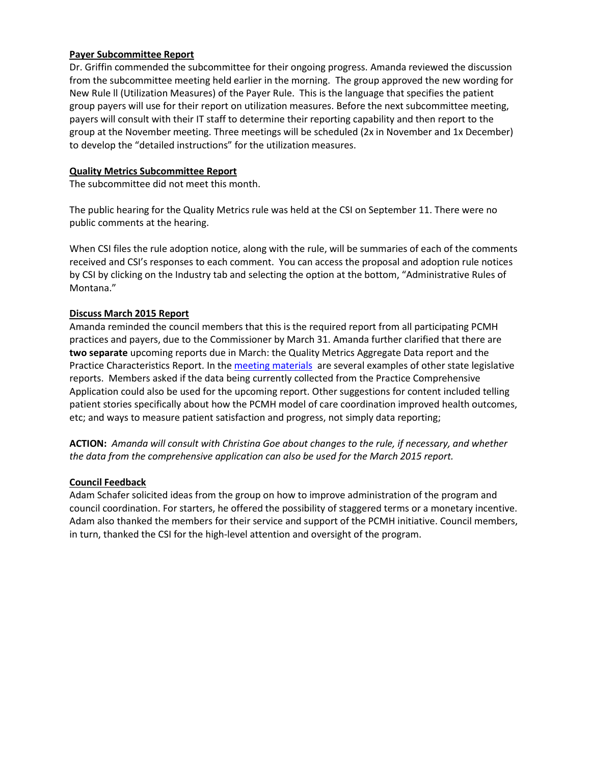**Payer Subcommittee Report**

Dr. Griffin commended the subcommittee for their ongoing progress. Amanda reviewed the discussion from the subcommittee meeting held earlier in the morning. The group approved the new wording for New Rule ll (Utilization Measures) of the Payer Rule. This is the language that specifies the patient group payers will use for their report on utilization measures. Before the next subcommittee meeting, payers will consult with their IT staff to determine their reporting capability and then report to the group at the November meeting. Three meetings will be scheduled (2x in November and 1x December) to develop the "detailed instructions" for the utilization measures.

**Quality Metrics Subcommittee Report**

The subcommittee did not meet this month.

The public hearing for the Quality Metrics rule was held at the CSI on September 11. There were no public comments at the hearing.

When CSI files the rule adoption notice, along with the rule, will be summaries of each of the comments received and CSI's responses to each comment. You can access the proposal and adoption rule notices by CSI by clicking on the Industry tab and selecting the option at the bottom, "Administrative Rules of Montana."

**Discuss March 2015 Report**

Amanda reminded the council members that this is the required report from all participating PCMH practices and payers, due to the Commissioner by March 31. Amanda further clarified that there are **two separate** upcoming reports due in March: the Quality Metrics Aggregate Data report and the Practice Characteristics Report. In the meeting materials are several examples of other state legislative reports. Members asked if the data being currently collected from the Practice Comprehensive Application could also be used for the upcoming report. Other suggestions for content included telling patient stories specifically about how the PCMH model of care coordination improved health outcomes, etc; and ways to measure patient satisfaction and progress, not simply data reporting;

**ACTION:** *Amanda will consult with Christina Goe about changes to the rule, if necessary, and whether the data from the comprehensive application can also be used for the March 2015 report.*

**Council Feedback**

Adam Schafer solicited ideas from the group on how to improve administration of the program and council coordination. For starters, he offered the possibility of staggered terms or a monetary incentive. Adam also thanked the members for their service and support of the PCMH initiative. Council members, in turn, thanked the CSI for the high-level attention and oversight of the program.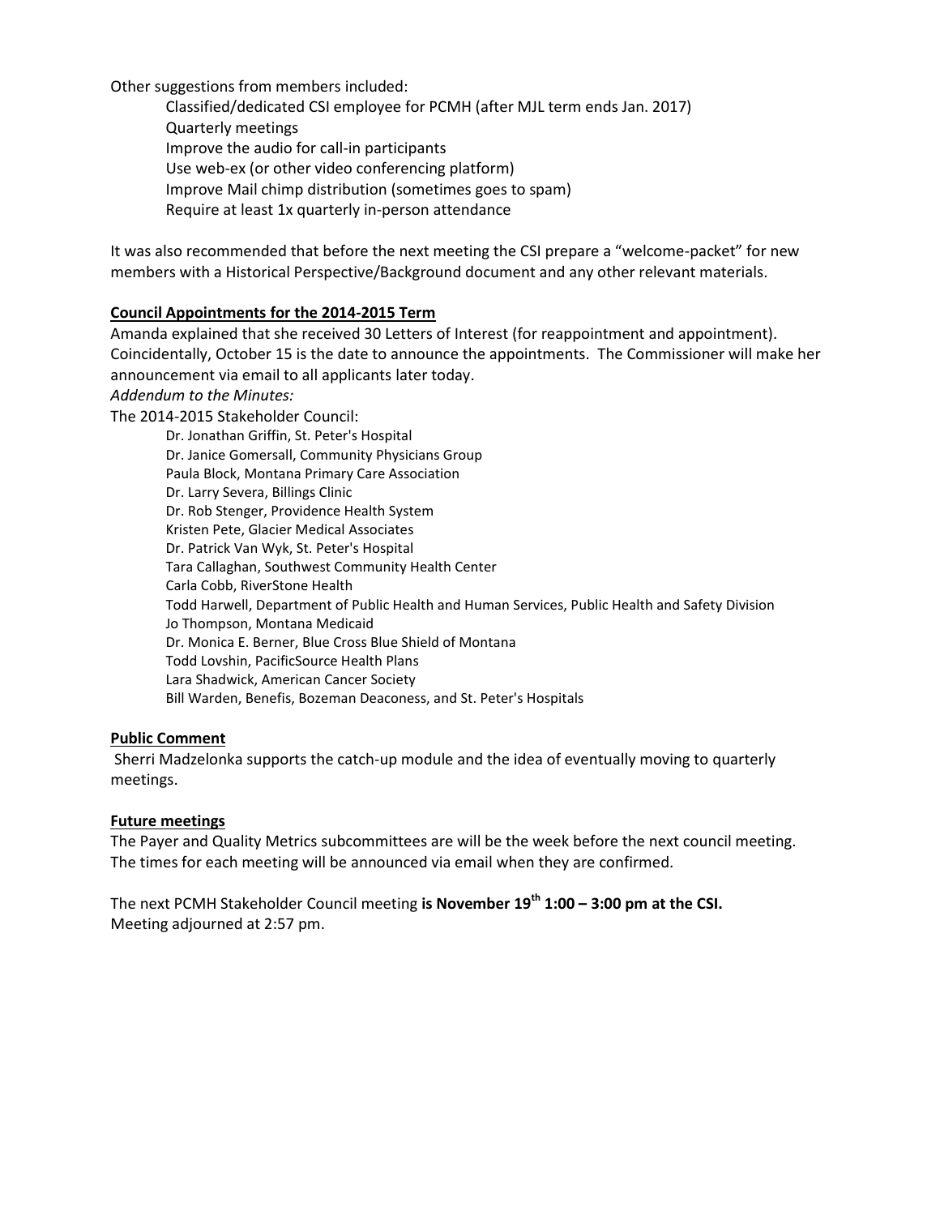Other suggestions from members included:

- Classified/dedicated CSI employee for PCMH (after MJL term ends Jan. 2017)
- Quarterly meetings
- Improve the audio for call-in participants
- Use web-ex (or other video conferencing platform)
- Improve Mail chimp distribution (sometimes goes to spam)
- Require at least 1x quarterly in-person attendance

It was also recommended that before the next meeting the CSI prepare a "welcome-packet" for new members with a Historical Perspective/Background document and any other relevant materials.

**Council Appointments for the 2014-2015 Term**

Amanda explained that she received 30 Letters of Interest (for reappointment and appointment). Coincidentally, October 15 is the date to announce the appointments. The Commissioner will make her announcement via email to all applicants later today.

*Addendum to the Minutes:*

The 2014-2015 Stakeholder Council:

- Dr. Jonathan Griffin, St. Peter's Hospital
- Dr. Janice Gomersall, Community Physicians Group
- Paula Block, Montana Primary Care Association
- Dr. Larry Severa, Billings Clinic
- Dr. Rob Stenger, Providence Health System
- Kristen Pete, Glacier Medical Associates
- Dr. Patrick Van Wyk, St. Peter's Hospital
- Tara Callaghan, Southwest Community Health Center
- Carla Cobb, RiverStone Health
- Todd Harwell, Department of Public Health and Human Services, Public Health and Safety Division
- Jo Thompson, Montana Medicaid
- Dr. Monica E. Berner, Blue Cross Blue Shield of Montana
- Todd Lovshin, PacificSource Health Plans
- Lara Shadwick, American Cancer Society
- Bill Warden, Benefis, Bozeman Deaconess, and St. Peter's Hospitals

**Public Comment**

Sherri Madzelonka supports the catch-up module and the idea of eventually moving to quarterly meetings.

**Future meetings**

The Payer and Quality Metrics subcommittees are will be the week before the next council meeting. The times for each meeting will be announced via email when they are confirmed.

The next PCMH Stakeholder Council meeting **is November 19th 1:00 – 3:00 pm at the CSI.**
Meeting adjourned at 2:57 pm.